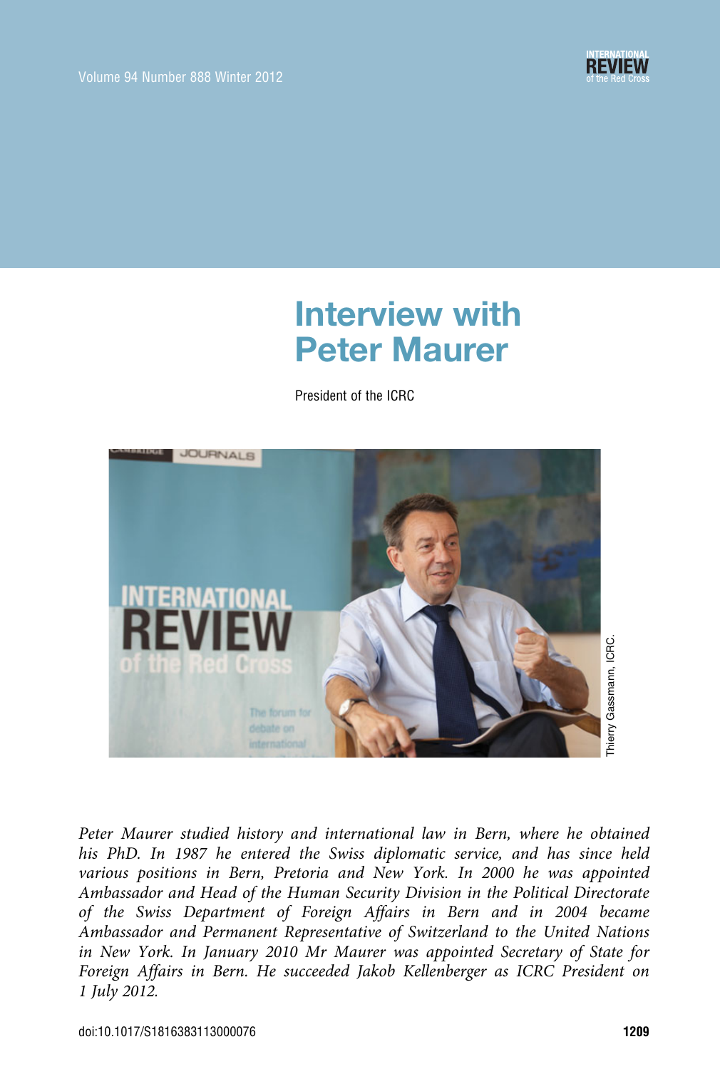# Interview with Peter Maurer

President of the ICRC

Thierry Gassmann, ICRC.

*Peter Maurer studied history and international law in Bern, where he obtained his PhD. In 1987 he entered the Swiss diplomatic service, and has since held various positions in Bern, Pretoria and New York. In 2000 he was appointed Ambassador and Head of the Human Security Division in the Political Directorate of the Swiss Department of Foreign Affairs in Bern and in 2004 became Ambassador and Permanent Representative of Switzerland to the United Nations in New York. In January 2010 Mr Maurer was appointed Secretary of State for Foreign Affairs in Bern. He succeeded Jakob Kellenberger as ICRC President on 1 July 2012.*

doi:10.1017/S1816383113000076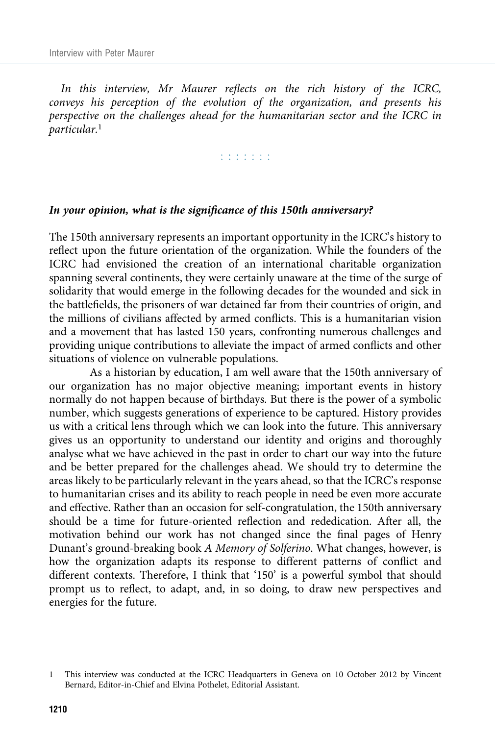*In this interview, Mr Maurer reflects on the rich history of the ICRC, conveys his perception of the evolution of the organization, and presents his perspective on the challenges ahead for the humanitarian sector and the ICRC in particular.*[1]

: : : : : : :

***In your opinion, what is the significance of this 150th anniversary?***

The 150th anniversary represents an important opportunity in the ICRC's history to reflect upon the future orientation of the organization. While the founders of the ICRC had envisioned the creation of an international charitable organization spanning several continents, they were certainly unaware at the time of the surge of solidarity that would emerge in the following decades for the wounded and sick in the battlefields, the prisoners of war detained far from their countries of origin, and the millions of civilians affected by armed conflicts. This is a humanitarian vision and a movement that has lasted 150 years, confronting numerous challenges and providing unique contributions to alleviate the impact of armed conflicts and other situations of violence on vulnerable populations.

As a historian by education, I am well aware that the 150th anniversary of our organization has no major objective meaning; important events in history normally do not happen because of birthdays. But there is the power of a symbolic number, which suggests generations of experience to be captured. History provides us with a critical lens through which we can look into the future. This anniversary gives us an opportunity to understand our identity and origins and thoroughly analyse what we have achieved in the past in order to chart our way into the future and be better prepared for the challenges ahead. We should try to determine the areas likely to be particularly relevant in the years ahead, so that the ICRC's response to humanitarian crises and its ability to reach people in need be even more accurate and effective. Rather than an occasion for self-congratulation, the 150th anniversary should be a time for future-oriented reflection and rededication. After all, the motivation behind our work has not changed since the final pages of Henry Dunant's ground-breaking book *A Memory of Solferino*. What changes, however, is how the organization adapts its response to different patterns of conflict and different contexts. Therefore, I think that '150' is a powerful symbol that should prompt us to reflect, to adapt, and, in so doing, to draw new perspectives and energies for the future.

1 This interview was conducted at the ICRC Headquarters in Geneva on 10 October 2012 by Vincent Bernard, Editor-in-Chief and Elvina Pothelet, Editorial Assistant.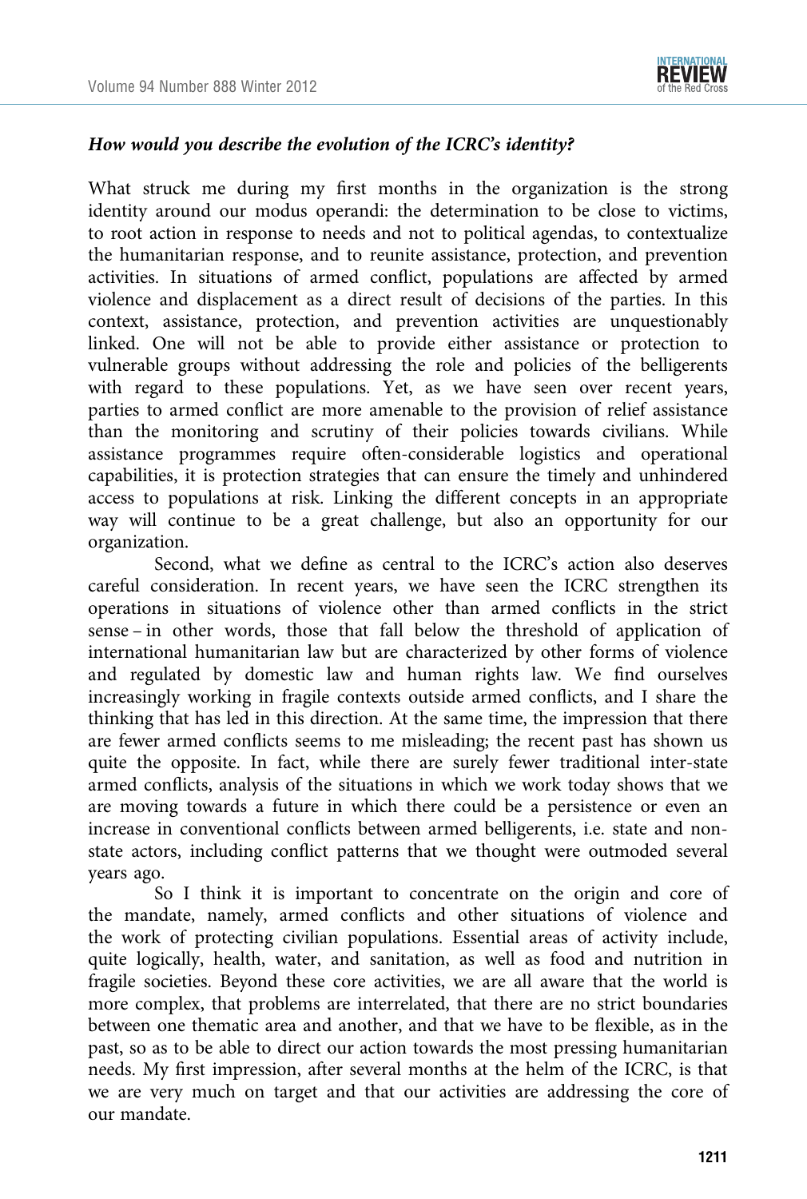***How would you describe the evolution of the ICRC's identity?***

What struck me during my first months in the organization is the strong identity around our modus operandi: the determination to be close to victims, to root action in response to needs and not to political agendas, to contextualize the humanitarian response, and to reunite assistance, protection, and prevention activities. In situations of armed conflict, populations are affected by armed violence and displacement as a direct result of decisions of the parties. In this context, assistance, protection, and prevention activities are unquestionably linked. One will not be able to provide either assistance or protection to vulnerable groups without addressing the role and policies of the belligerents with regard to these populations. Yet, as we have seen over recent years, parties to armed conflict are more amenable to the provision of relief assistance than the monitoring and scrutiny of their policies towards civilians. While assistance programmes require often-considerable logistics and operational capabilities, it is protection strategies that can ensure the timely and unhindered access to populations at risk. Linking the different concepts in an appropriate way will continue to be a great challenge, but also an opportunity for our organization.

Second, what we define as central to the ICRC's action also deserves careful consideration. In recent years, we have seen the ICRC strengthen its operations in situations of violence other than armed conflicts in the strict sense – in other words, those that fall below the threshold of application of international humanitarian law but are characterized by other forms of violence and regulated by domestic law and human rights law. We find ourselves increasingly working in fragile contexts outside armed conflicts, and I share the thinking that has led in this direction. At the same time, the impression that there are fewer armed conflicts seems to me misleading; the recent past has shown us quite the opposite. In fact, while there are surely fewer traditional inter-state armed conflicts, analysis of the situations in which we work today shows that we are moving towards a future in which there could be a persistence or even an increase in conventional conflicts between armed belligerents, i.e. state and non-state actors, including conflict patterns that we thought were outmoded several years ago.

So I think it is important to concentrate on the origin and core of the mandate, namely, armed conflicts and other situations of violence and the work of protecting civilian populations. Essential areas of activity include, quite logically, health, water, and sanitation, as well as food and nutrition in fragile societies. Beyond these core activities, we are all aware that the world is more complex, that problems are interrelated, that there are no strict boundaries between one thematic area and another, and that we have to be flexible, as in the past, so as to be able to direct our action towards the most pressing humanitarian needs. My first impression, after several months at the helm of the ICRC, is that we are very much on target and that our activities are addressing the core of our mandate.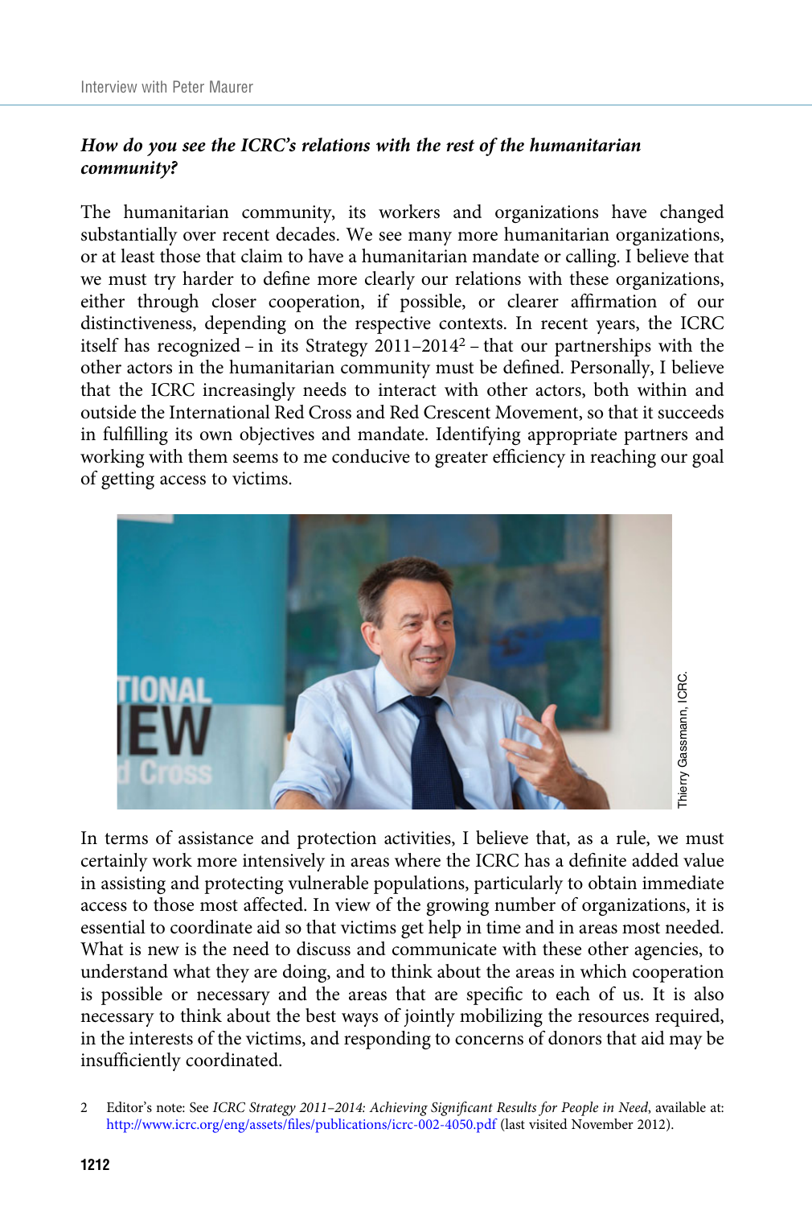***How do you see the ICRC's relations with the rest of the humanitarian community?***

The humanitarian community, its workers and organizations have changed substantially over recent decades. We see many more humanitarian organizations, or at least those that claim to have a humanitarian mandate or calling. I believe that we must try harder to define more clearly our relations with these organizations, either through closer cooperation, if possible, or clearer affirmation of our distinctiveness, depending on the respective contexts. In recent years, the ICRC itself has recognized – in its Strategy 2011–2014[2] – that our partnerships with the other actors in the humanitarian community must be defined. Personally, I believe that the ICRC increasingly needs to interact with other actors, both within and outside the International Red Cross and Red Crescent Movement, so that it succeeds in fulfilling its own objectives and mandate. Identifying appropriate partners and working with them seems to me conducive to greater efficiency in reaching our goal of getting access to victims.

Thierry Gassmann, ICRC.

In terms of assistance and protection activities, I believe that, as a rule, we must certainly work more intensively in areas where the ICRC has a definite added value in assisting and protecting vulnerable populations, particularly to obtain immediate access to those most affected. In view of the growing number of organizations, it is essential to coordinate aid so that victims get help in time and in areas most needed. What is new is the need to discuss and communicate with these other agencies, to understand what they are doing, and to think about the areas in which cooperation is possible or necessary and the areas that are specific to each of us. It is also necessary to think about the best ways of jointly mobilizing the resources required, in the interests of the victims, and responding to concerns of donors that aid may be insufficiently coordinated.

2 Editor's note: See *ICRC Strategy 2011–2014: Achieving Significant Results for People in Need*, available at: http://www.icrc.org/eng/assets/files/publications/icrc-002-4050.pdf (last visited November 2012).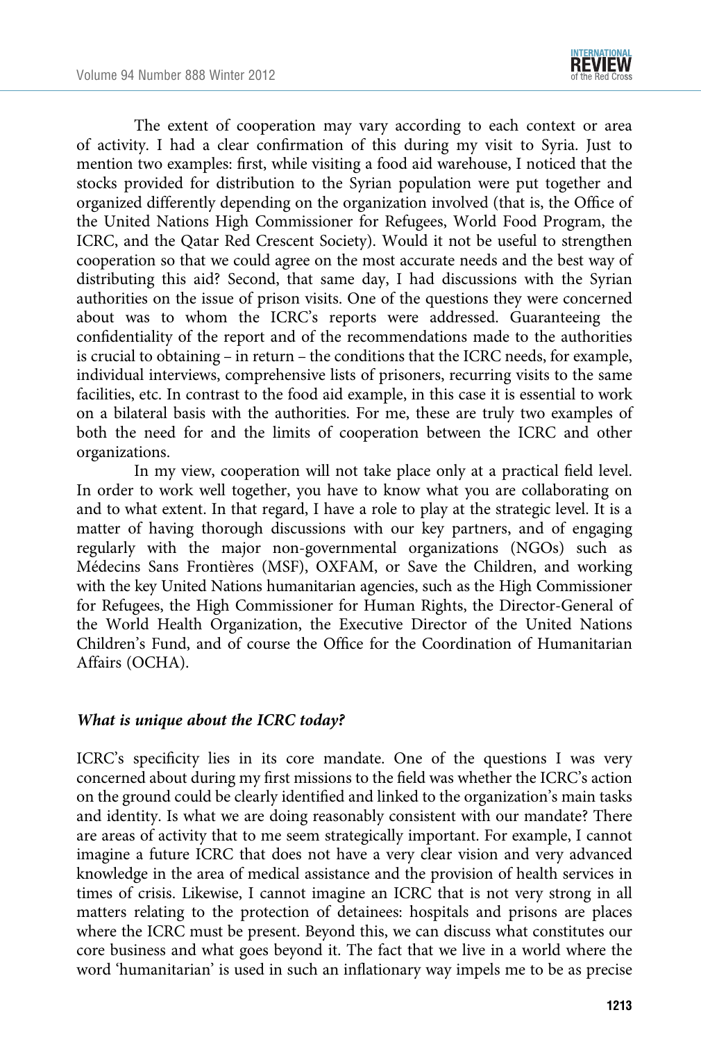The extent of cooperation may vary according to each context or area of activity. I had a clear confirmation of this during my visit to Syria. Just to mention two examples: first, while visiting a food aid warehouse, I noticed that the stocks provided for distribution to the Syrian population were put together and organized differently depending on the organization involved (that is, the Office of the United Nations High Commissioner for Refugees, World Food Program, the ICRC, and the Qatar Red Crescent Society). Would it not be useful to strengthen cooperation so that we could agree on the most accurate needs and the best way of distributing this aid? Second, that same day, I had discussions with the Syrian authorities on the issue of prison visits. One of the questions they were concerned about was to whom the ICRC's reports were addressed. Guaranteeing the confidentiality of the report and of the recommendations made to the authorities is crucial to obtaining – in return – the conditions that the ICRC needs, for example, individual interviews, comprehensive lists of prisoners, recurring visits to the same facilities, etc. In contrast to the food aid example, in this case it is essential to work on a bilateral basis with the authorities. For me, these are truly two examples of both the need for and the limits of cooperation between the ICRC and other organizations.

In my view, cooperation will not take place only at a practical field level. In order to work well together, you have to know what you are collaborating on and to what extent. In that regard, I have a role to play at the strategic level. It is a matter of having thorough discussions with our key partners, and of engaging regularly with the major non-governmental organizations (NGOs) such as Médecins Sans Frontières (MSF), OXFAM, or Save the Children, and working with the key United Nations humanitarian agencies, such as the High Commissioner for Refugees, the High Commissioner for Human Rights, the Director-General of the World Health Organization, the Executive Director of the United Nations Children's Fund, and of course the Office for the Coordination of Humanitarian Affairs (OCHA).

### *What is unique about the ICRC today?*

ICRC's specificity lies in its core mandate. One of the questions I was very concerned about during my first missions to the field was whether the ICRC's action on the ground could be clearly identified and linked to the organization's main tasks and identity. Is what we are doing reasonably consistent with our mandate? There are areas of activity that to me seem strategically important. For example, I cannot imagine a future ICRC that does not have a very clear vision and very advanced knowledge in the area of medical assistance and the provision of health services in times of crisis. Likewise, I cannot imagine an ICRC that is not very strong in all matters relating to the protection of detainees: hospitals and prisons are places where the ICRC must be present. Beyond this, we can discuss what constitutes our core business and what goes beyond it. The fact that we live in a world where the word 'humanitarian' is used in such an inflationary way impels me to be as precise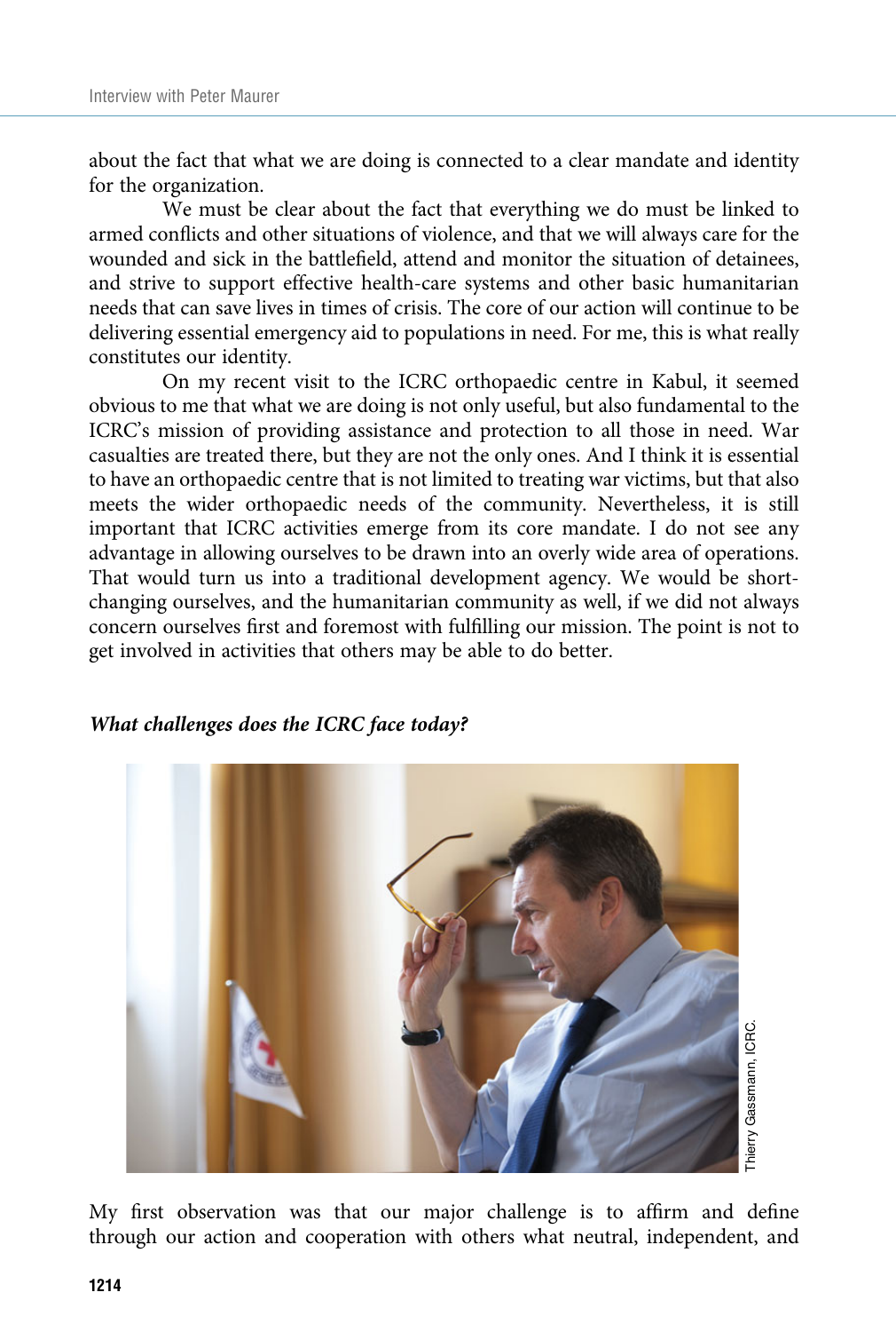about the fact that what we are doing is connected to a clear mandate and identity for the organization.

We must be clear about the fact that everything we do must be linked to armed conflicts and other situations of violence, and that we will always care for the wounded and sick in the battlefield, attend and monitor the situation of detainees, and strive to support effective health-care systems and other basic humanitarian needs that can save lives in times of crisis. The core of our action will continue to be delivering essential emergency aid to populations in need. For me, this is what really constitutes our identity.

On my recent visit to the ICRC orthopaedic centre in Kabul, it seemed obvious to me that what we are doing is not only useful, but also fundamental to the ICRC's mission of providing assistance and protection to all those in need. War casualties are treated there, but they are not the only ones. And I think it is essential to have an orthopaedic centre that is not limited to treating war victims, but that also meets the wider orthopaedic needs of the community. Nevertheless, it is still important that ICRC activities emerge from its core mandate. I do not see any advantage in allowing ourselves to be drawn into an overly wide area of operations. That would turn us into a traditional development agency. We would be short-changing ourselves, and the humanitarian community as well, if we did not always concern ourselves first and foremost with fulfilling our mission. The point is not to get involved in activities that others may be able to do better.

***What challenges does the ICRC face today?***

Thierry Gassmann, ICRC.

My first observation was that our major challenge is to affirm and define through our action and cooperation with others what neutral, independent, and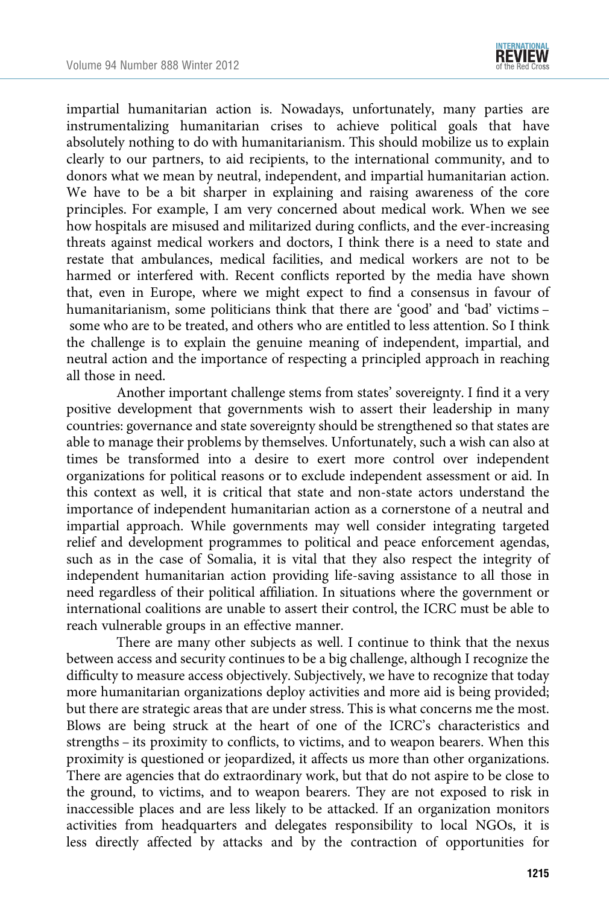impartial humanitarian action is. Nowadays, unfortunately, many parties are instrumentalizing humanitarian crises to achieve political goals that have absolutely nothing to do with humanitarianism. This should mobilize us to explain clearly to our partners, to aid recipients, to the international community, and to donors what we mean by neutral, independent, and impartial humanitarian action. We have to be a bit sharper in explaining and raising awareness of the core principles. For example, I am very concerned about medical work. When we see how hospitals are misused and militarized during conflicts, and the ever-increasing threats against medical workers and doctors, I think there is a need to state and restate that ambulances, medical facilities, and medical workers are not to be harmed or interfered with. Recent conflicts reported by the media have shown that, even in Europe, where we might expect to find a consensus in favour of humanitarianism, some politicians think that there are 'good' and 'bad' victims – some who are to be treated, and others who are entitled to less attention. So I think the challenge is to explain the genuine meaning of independent, impartial, and neutral action and the importance of respecting a principled approach in reaching all those in need.

Another important challenge stems from states' sovereignty. I find it a very positive development that governments wish to assert their leadership in many countries: governance and state sovereignty should be strengthened so that states are able to manage their problems by themselves. Unfortunately, such a wish can also at times be transformed into a desire to exert more control over independent organizations for political reasons or to exclude independent assessment or aid. In this context as well, it is critical that state and non-state actors understand the importance of independent humanitarian action as a cornerstone of a neutral and impartial approach. While governments may well consider integrating targeted relief and development programmes to political and peace enforcement agendas, such as in the case of Somalia, it is vital that they also respect the integrity of independent humanitarian action providing life-saving assistance to all those in need regardless of their political affiliation. In situations where the government or international coalitions are unable to assert their control, the ICRC must be able to reach vulnerable groups in an effective manner.

There are many other subjects as well. I continue to think that the nexus between access and security continues to be a big challenge, although I recognize the difficulty to measure access objectively. Subjectively, we have to recognize that today more humanitarian organizations deploy activities and more aid is being provided; but there are strategic areas that are under stress. This is what concerns me the most. Blows are being struck at the heart of one of the ICRC's characteristics and strengths – its proximity to conflicts, to victims, and to weapon bearers. When this proximity is questioned or jeopardized, it affects us more than other organizations. There are agencies that do extraordinary work, but that do not aspire to be close to the ground, to victims, and to weapon bearers. They are not exposed to risk in inaccessible places and are less likely to be attacked. If an organization monitors activities from headquarters and delegates responsibility to local NGOs, it is less directly affected by attacks and by the contraction of opportunities for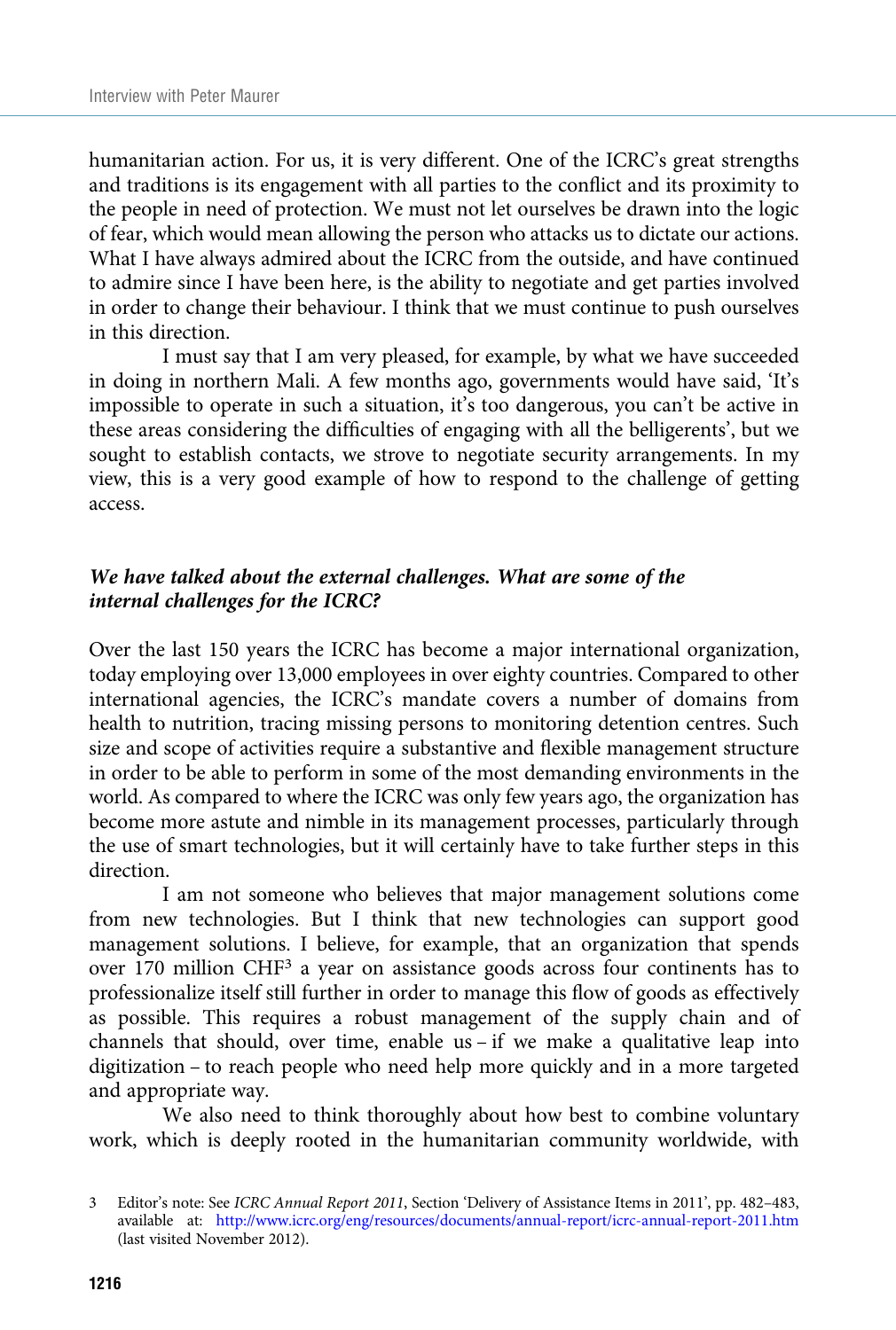humanitarian action. For us, it is very different. One of the ICRC's great strengths and traditions is its engagement with all parties to the conflict and its proximity to the people in need of protection. We must not let ourselves be drawn into the logic of fear, which would mean allowing the person who attacks us to dictate our actions. What I have always admired about the ICRC from the outside, and have continued to admire since I have been here, is the ability to negotiate and get parties involved in order to change their behaviour. I think that we must continue to push ourselves in this direction.

I must say that I am very pleased, for example, by what we have succeeded in doing in northern Mali. A few months ago, governments would have said, 'It's impossible to operate in such a situation, it's too dangerous, you can't be active in these areas considering the difficulties of engaging with all the belligerents', but we sought to establish contacts, we strove to negotiate security arrangements. In my view, this is a very good example of how to respond to the challenge of getting access.

***We have talked about the external challenges. What are some of the internal challenges for the ICRC?***

Over the last 150 years the ICRC has become a major international organization, today employing over 13,000 employees in over eighty countries. Compared to other international agencies, the ICRC's mandate covers a number of domains from health to nutrition, tracing missing persons to monitoring detention centres. Such size and scope of activities require a substantive and flexible management structure in order to be able to perform in some of the most demanding environments in the world. As compared to where the ICRC was only few years ago, the organization has become more astute and nimble in its management processes, particularly through the use of smart technologies, but it will certainly have to take further steps in this direction.

I am not someone who believes that major management solutions come from new technologies. But I think that new technologies can support good management solutions. I believe, for example, that an organization that spends over 170 million CHF[3] a year on assistance goods across four continents has to professionalize itself still further in order to manage this flow of goods as effectively as possible. This requires a robust management of the supply chain and of channels that should, over time, enable us – if we make a qualitative leap into digitization – to reach people who need help more quickly and in a more targeted and appropriate way.

We also need to think thoroughly about how best to combine voluntary work, which is deeply rooted in the humanitarian community worldwide, with

3 Editor's note: See *ICRC Annual Report 2011*, Section 'Delivery of Assistance Items in 2011', pp. 482–483, available at: http://www.icrc.org/eng/resources/documents/annual-report/icrc-annual-report-2011.htm (last visited November 2012).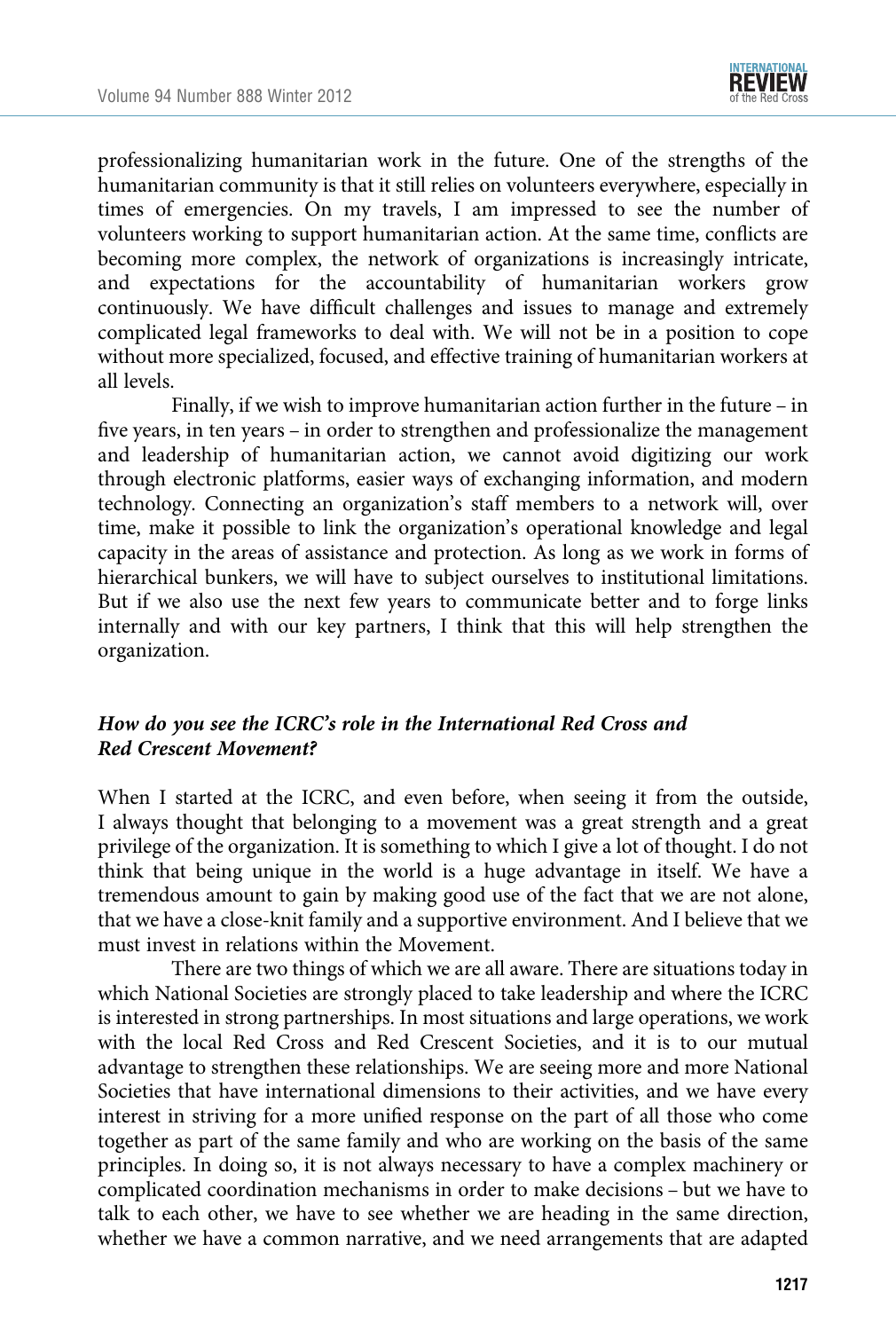professionalizing humanitarian work in the future. One of the strengths of the humanitarian community is that it still relies on volunteers everywhere, especially in times of emergencies. On my travels, I am impressed to see the number of volunteers working to support humanitarian action. At the same time, conflicts are becoming more complex, the network of organizations is increasingly intricate, and expectations for the accountability of humanitarian workers grow continuously. We have difficult challenges and issues to manage and extremely complicated legal frameworks to deal with. We will not be in a position to cope without more specialized, focused, and effective training of humanitarian workers at all levels.

Finally, if we wish to improve humanitarian action further in the future – in five years, in ten years – in order to strengthen and professionalize the management and leadership of humanitarian action, we cannot avoid digitizing our work through electronic platforms, easier ways of exchanging information, and modern technology. Connecting an organization's staff members to a network will, over time, make it possible to link the organization's operational knowledge and legal capacity in the areas of assistance and protection. As long as we work in forms of hierarchical bunkers, we will have to subject ourselves to institutional limitations. But if we also use the next few years to communicate better and to forge links internally and with our key partners, I think that this will help strengthen the organization.

### *How do you see the ICRC's role in the International Red Cross and Red Crescent Movement?*

When I started at the ICRC, and even before, when seeing it from the outside, I always thought that belonging to a movement was a great strength and a great privilege of the organization. It is something to which I give a lot of thought. I do not think that being unique in the world is a huge advantage in itself. We have a tremendous amount to gain by making good use of the fact that we are not alone, that we have a close-knit family and a supportive environment. And I believe that we must invest in relations within the Movement.

There are two things of which we are all aware. There are situations today in which National Societies are strongly placed to take leadership and where the ICRC is interested in strong partnerships. In most situations and large operations, we work with the local Red Cross and Red Crescent Societies, and it is to our mutual advantage to strengthen these relationships. We are seeing more and more National Societies that have international dimensions to their activities, and we have every interest in striving for a more unified response on the part of all those who come together as part of the same family and who are working on the basis of the same principles. In doing so, it is not always necessary to have a complex machinery or complicated coordination mechanisms in order to make decisions – but we have to talk to each other, we have to see whether we are heading in the same direction, whether we have a common narrative, and we need arrangements that are adapted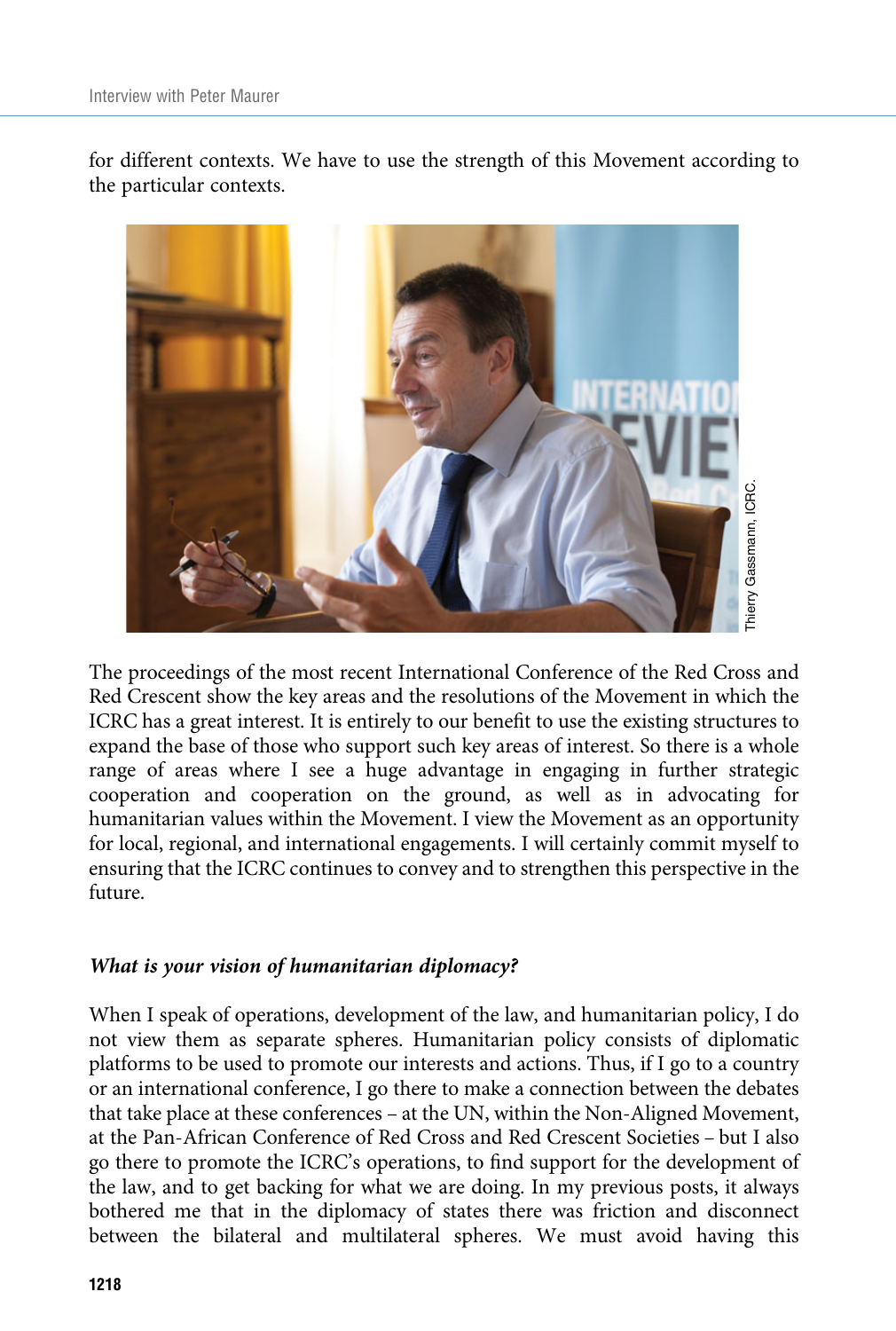for different contexts. We have to use the strength of this Movement according to the particular contexts.

Thierry Gassmann, ICRC.

The proceedings of the most recent International Conference of the Red Cross and Red Crescent show the key areas and the resolutions of the Movement in which the ICRC has a great interest. It is entirely to our benefit to use the existing structures to expand the base of those who support such key areas of interest. So there is a whole range of areas where I see a huge advantage in engaging in further strategic cooperation and cooperation on the ground, as well as in advocating for humanitarian values within the Movement. I view the Movement as an opportunity for local, regional, and international engagements. I will certainly commit myself to ensuring that the ICRC continues to convey and to strengthen this perspective in the future.

***What is your vision of humanitarian diplomacy?***

When I speak of operations, development of the law, and humanitarian policy, I do not view them as separate spheres. Humanitarian policy consists of diplomatic platforms to be used to promote our interests and actions. Thus, if I go to a country or an international conference, I go there to make a connection between the debates that take place at these conferences – at the UN, within the Non-Aligned Movement, at the Pan-African Conference of Red Cross and Red Crescent Societies – but I also go there to promote the ICRC's operations, to find support for the development of the law, and to get backing for what we are doing. In my previous posts, it always bothered me that in the diplomacy of states there was friction and disconnect between the bilateral and multilateral spheres. We must avoid having this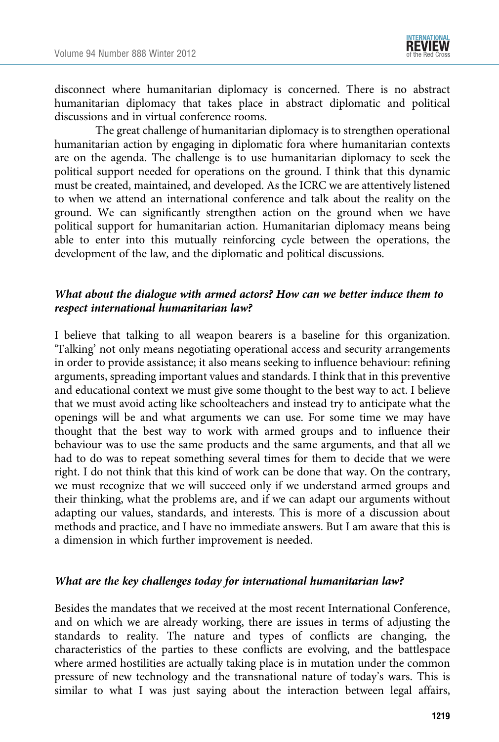disconnect where humanitarian diplomacy is concerned. There is no abstract humanitarian diplomacy that takes place in abstract diplomatic and political discussions and in virtual conference rooms.

The great challenge of humanitarian diplomacy is to strengthen operational humanitarian action by engaging in diplomatic fora where humanitarian contexts are on the agenda. The challenge is to use humanitarian diplomacy to seek the political support needed for operations on the ground. I think that this dynamic must be created, maintained, and developed. As the ICRC we are attentively listened to when we attend an international conference and talk about the reality on the ground. We can significantly strengthen action on the ground when we have political support for humanitarian action. Humanitarian diplomacy means being able to enter into this mutually reinforcing cycle between the operations, the development of the law, and the diplomatic and political discussions.

### *What about the dialogue with armed actors? How can we better induce them to respect international humanitarian law?*

I believe that talking to all weapon bearers is a baseline for this organization. 'Talking' not only means negotiating operational access and security arrangements in order to provide assistance; it also means seeking to influence behaviour: refining arguments, spreading important values and standards. I think that in this preventive and educational context we must give some thought to the best way to act. I believe that we must avoid acting like schoolteachers and instead try to anticipate what the openings will be and what arguments we can use. For some time we may have thought that the best way to work with armed groups and to influence their behaviour was to use the same products and the same arguments, and that all we had to do was to repeat something several times for them to decide that we were right. I do not think that this kind of work can be done that way. On the contrary, we must recognize that we will succeed only if we understand armed groups and their thinking, what the problems are, and if we can adapt our arguments without adapting our values, standards, and interests. This is more of a discussion about methods and practice, and I have no immediate answers. But I am aware that this is a dimension in which further improvement is needed.

### *What are the key challenges today for international humanitarian law?*

Besides the mandates that we received at the most recent International Conference, and on which we are already working, there are issues in terms of adjusting the standards to reality. The nature and types of conflicts are changing, the characteristics of the parties to these conflicts are evolving, and the battlespace where armed hostilities are actually taking place is in mutation under the common pressure of new technology and the transnational nature of today's wars. This is similar to what I was just saying about the interaction between legal affairs,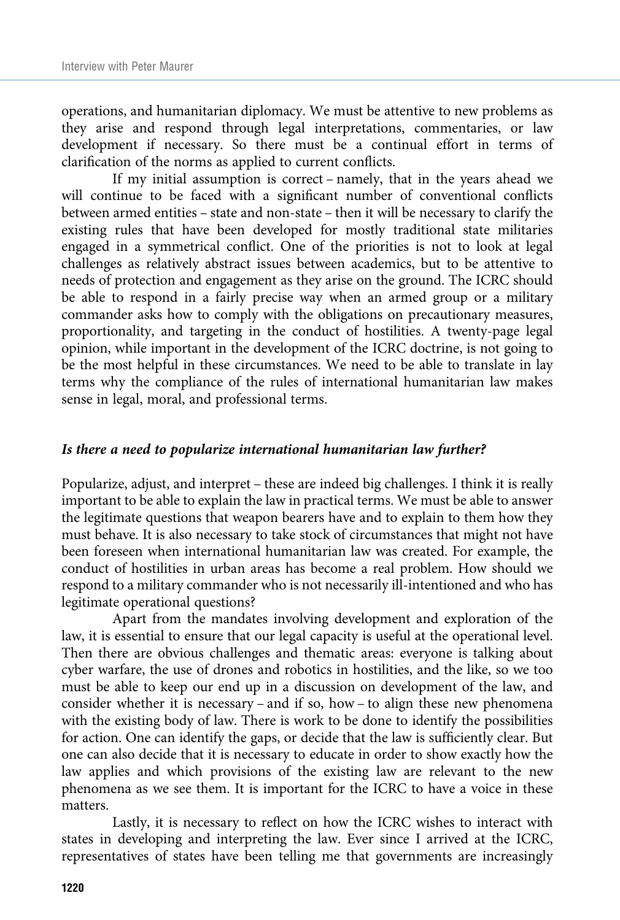operations, and humanitarian diplomacy. We must be attentive to new problems as they arise and respond through legal interpretations, commentaries, or law development if necessary. So there must be a continual effort in terms of clarification of the norms as applied to current conflicts.

If my initial assumption is correct – namely, that in the years ahead we will continue to be faced with a significant number of conventional conflicts between armed entities – state and non-state – then it will be necessary to clarify the existing rules that have been developed for mostly traditional state militaries engaged in a symmetrical conflict. One of the priorities is not to look at legal challenges as relatively abstract issues between academics, but to be attentive to needs of protection and engagement as they arise on the ground. The ICRC should be able to respond in a fairly precise way when an armed group or a military commander asks how to comply with the obligations on precautionary measures, proportionality, and targeting in the conduct of hostilities. A twenty-page legal opinion, while important in the development of the ICRC doctrine, is not going to be the most helpful in these circumstances. We need to be able to translate in lay terms why the compliance of the rules of international humanitarian law makes sense in legal, moral, and professional terms.

***Is there a need to popularize international humanitarian law further?***

Popularize, adjust, and interpret – these are indeed big challenges. I think it is really important to be able to explain the law in practical terms. We must be able to answer the legitimate questions that weapon bearers have and to explain to them how they must behave. It is also necessary to take stock of circumstances that might not have been foreseen when international humanitarian law was created. For example, the conduct of hostilities in urban areas has become a real problem. How should we respond to a military commander who is not necessarily ill-intentioned and who has legitimate operational questions?

Apart from the mandates involving development and exploration of the law, it is essential to ensure that our legal capacity is useful at the operational level. Then there are obvious challenges and thematic areas: everyone is talking about cyber warfare, the use of drones and robotics in hostilities, and the like, so we too must be able to keep our end up in a discussion on development of the law, and consider whether it is necessary – and if so, how – to align these new phenomena with the existing body of law. There is work to be done to identify the possibilities for action. One can identify the gaps, or decide that the law is sufficiently clear. But one can also decide that it is necessary to educate in order to show exactly how the law applies and which provisions of the existing law are relevant to the new phenomena as we see them. It is important for the ICRC to have a voice in these matters.

Lastly, it is necessary to reflect on how the ICRC wishes to interact with states in developing and interpreting the law. Ever since I arrived at the ICRC, representatives of states have been telling me that governments are increasingly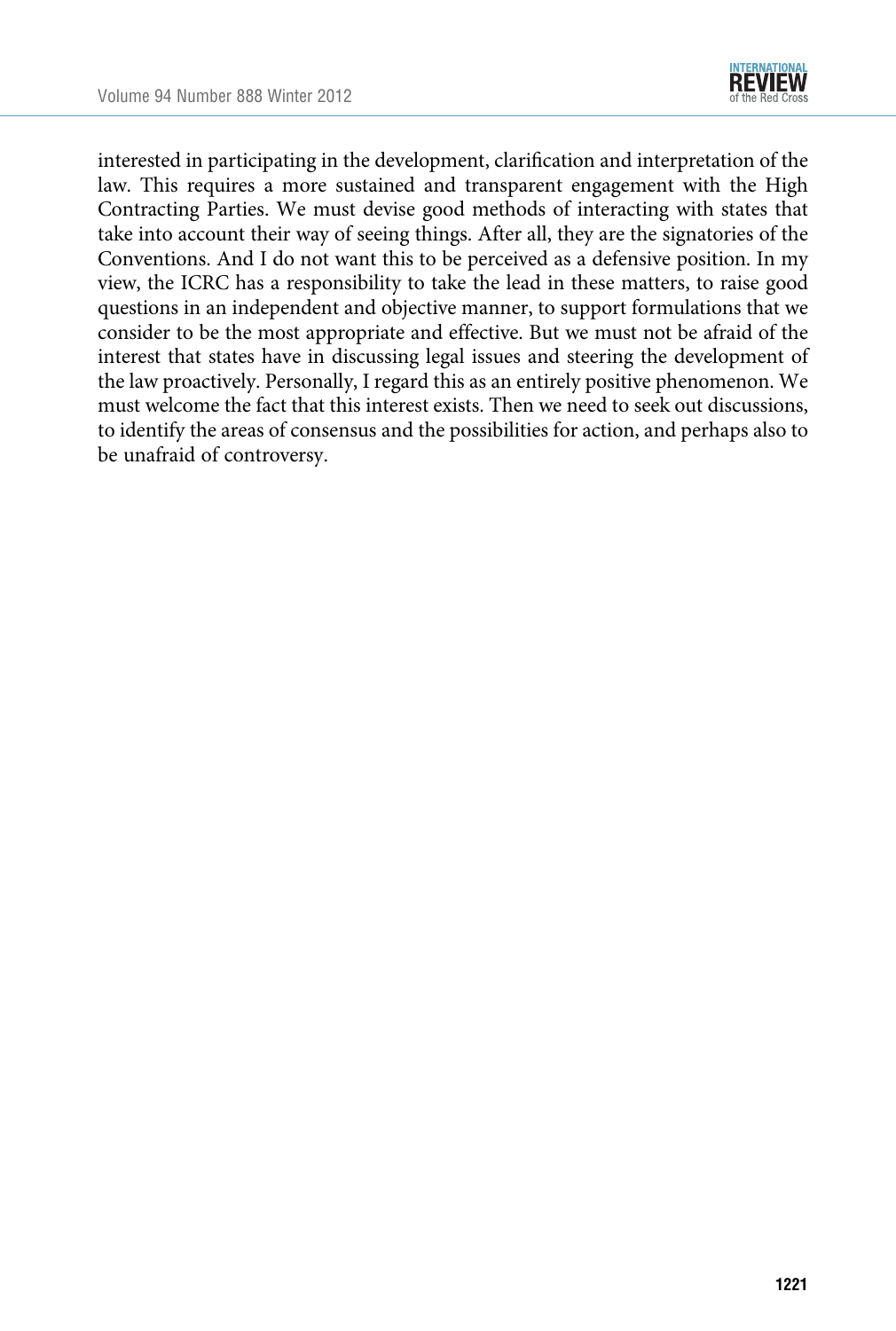interested in participating in the development, clarification and interpretation of the law. This requires a more sustained and transparent engagement with the High Contracting Parties. We must devise good methods of interacting with states that take into account their way of seeing things. After all, they are the signatories of the Conventions. And I do not want this to be perceived as a defensive position. In my view, the ICRC has a responsibility to take the lead in these matters, to raise good questions in an independent and objective manner, to support formulations that we consider to be the most appropriate and effective. But we must not be afraid of the interest that states have in discussing legal issues and steering the development of the law proactively. Personally, I regard this as an entirely positive phenomenon. We must welcome the fact that this interest exists. Then we need to seek out discussions, to identify the areas of consensus and the possibilities for action, and perhaps also to be unafraid of controversy.